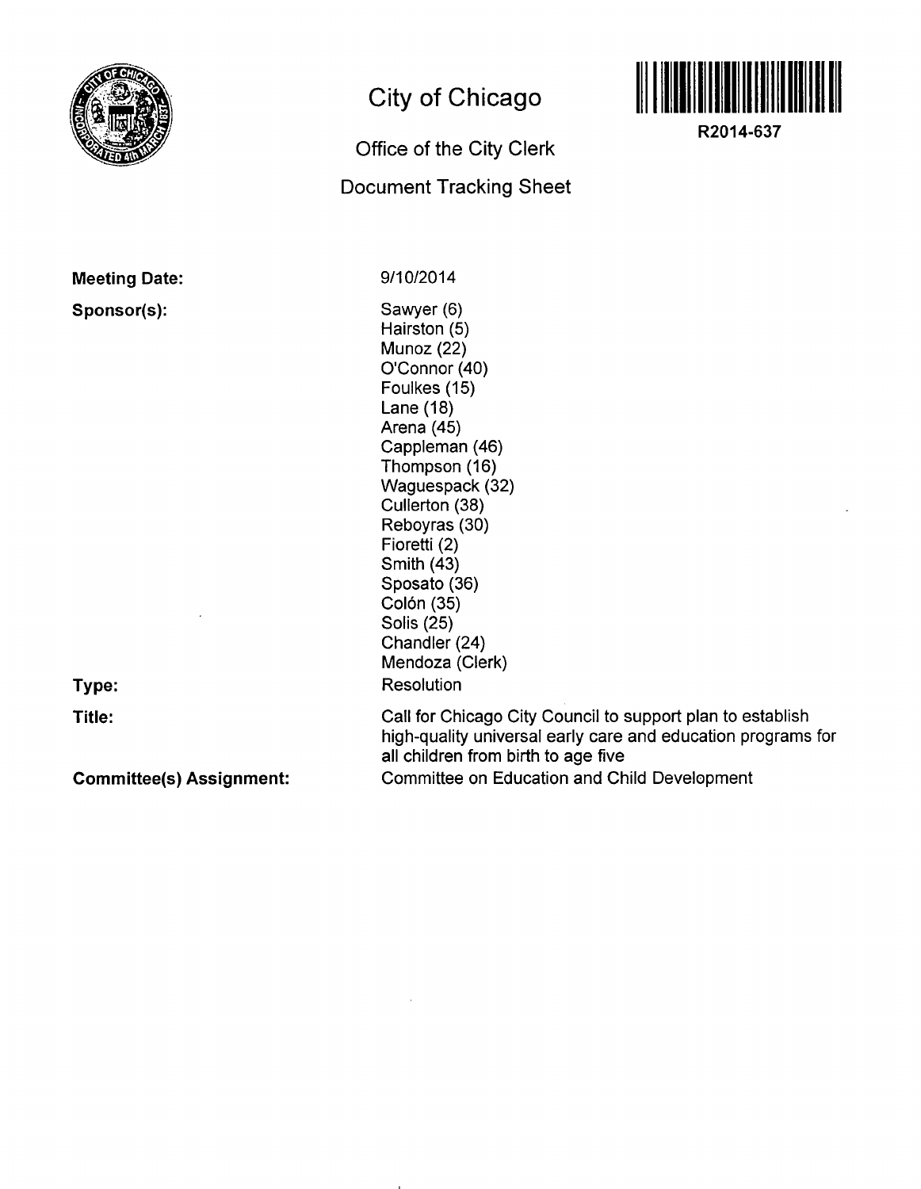# City of Chicago

## Office of the City Clerk

## Document Tracking Sheet

R2014-637

**Meeting Date:** 9/10/2014

**Sponsor(s):**
Sawyer (6)
Hairston (5)
Munoz (22)
O'Connor (40)
Foulkes (15)
Lane (18)
Arena (45)
Cappleman (46)
Thompson (16)
Waguespack (32)
Cullerton (38)
Reboyras (30)
Fioretti (2)
Smith (43)
Sposato (36)
Colón (35)
Solis (25)
Chandler (24)
Mendoza (Clerk)

**Type:** Resolution

**Title:** Call for Chicago City Council to support plan to establish high-quality universal early care and education programs for all children from birth to age five

**Committee(s) Assignment:** Committee on Education and Child Development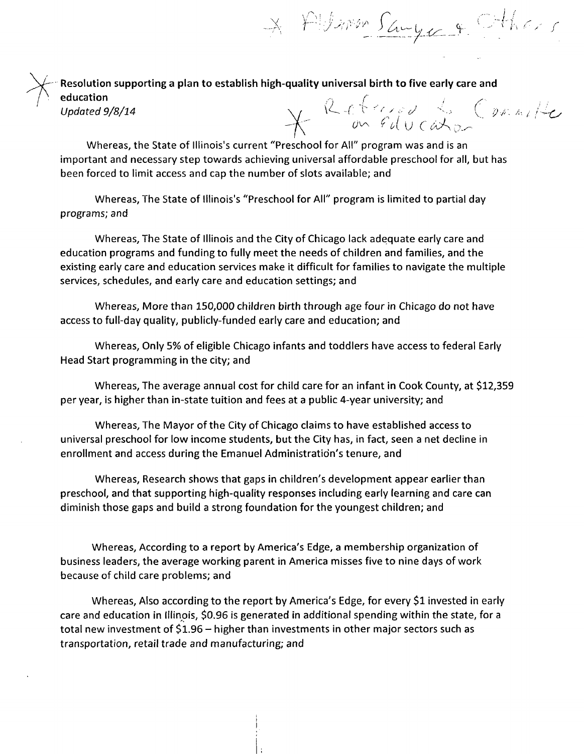\* Alderman Sawyer & Others

**Resolution supporting a plan to establish high-quality universal birth to five early care and education**
*Updated 9/8/14*

\* Referred to Committee on Education

Whereas, the State of Illinois's current "Preschool for All" program was and is an important and necessary step towards achieving universal affordable preschool for all, but has been forced to limit access and cap the number of slots available; and

Whereas, The State of Illinois's "Preschool for All" program is limited to partial day programs; and

Whereas, The State of Illinois and the City of Chicago lack adequate early care and education programs and funding to fully meet the needs of children and families, and the existing early care and education services make it difficult for families to navigate the multiple services, schedules, and early care and education settings; and

Whereas, More than 150,000 children birth through age four in Chicago do not have access to full-day quality, publicly-funded early care and education; and

Whereas, Only 5% of eligible Chicago infants and toddlers have access to federal Early Head Start programming in the city; and

Whereas, The average annual cost for child care for an infant in Cook County, at $12,359 per year, is higher than in-state tuition and fees at a public 4-year university; and

Whereas, The Mayor of the City of Chicago claims to have established access to universal preschool for low income students, but the City has, in fact, seen a net decline in enrollment and access during the Emanuel Administration's tenure, and

Whereas, Research shows that gaps in children's development appear earlier than preschool, and that supporting high-quality responses including early learning and care can diminish those gaps and build a strong foundation for the youngest children; and

Whereas, According to a report by America's Edge, a membership organization of business leaders, the average working parent in America misses five to nine days of work because of child care problems; and

Whereas, Also according to the report by America's Edge, for every $1 invested in early care and education in Illinois, $0.96 is generated in additional spending within the state, for a total new investment of $1.96 – higher than investments in other major sectors such as transportation, retail trade and manufacturing; and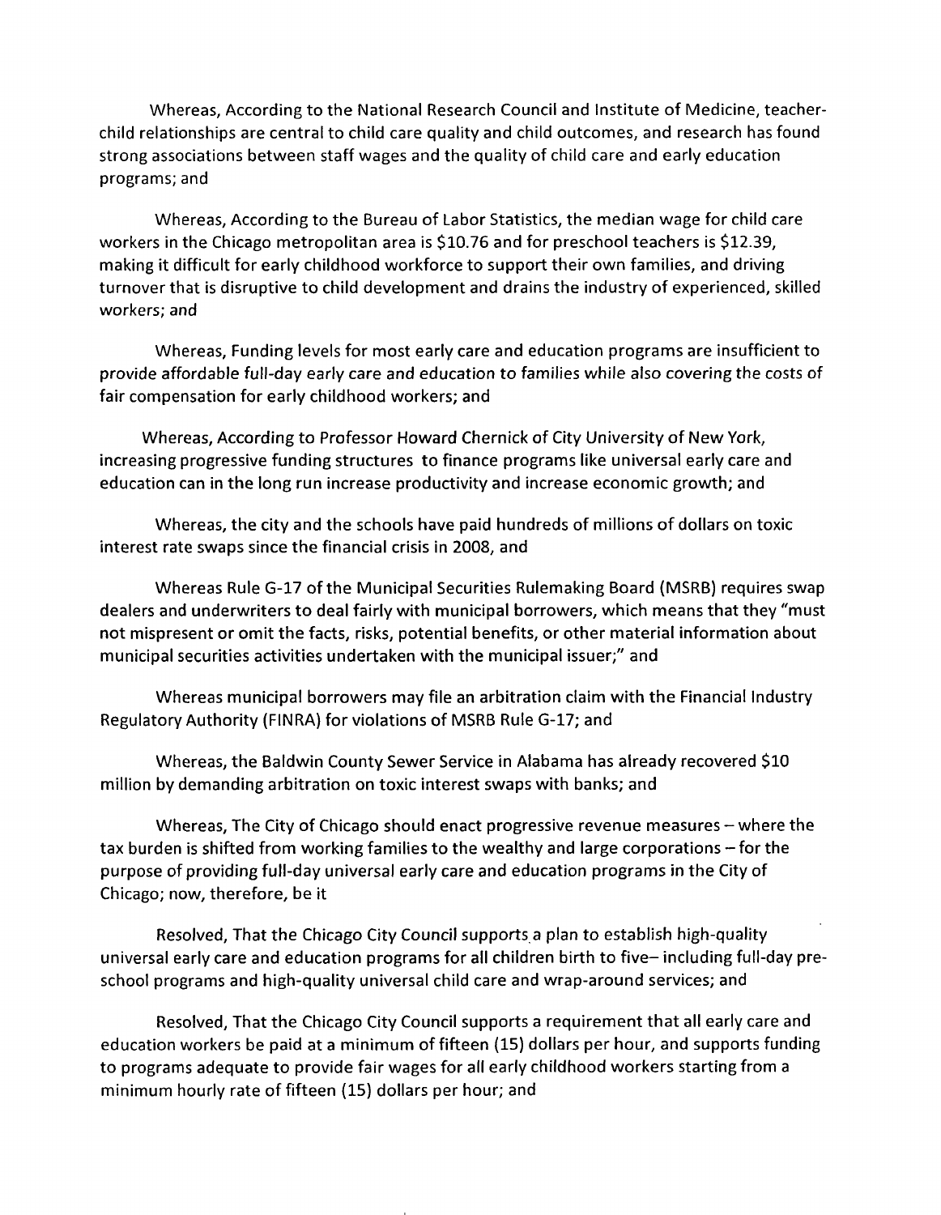Whereas, According to the National Research Council and Institute of Medicine, teacher-child relationships are central to child care quality and child outcomes, and research has found strong associations between staff wages and the quality of child care and early education programs; and

Whereas, According to the Bureau of Labor Statistics, the median wage for child care workers in the Chicago metropolitan area is $10.76 and for preschool teachers is $12.39, making it difficult for early childhood workforce to support their own families, and driving turnover that is disruptive to child development and drains the industry of experienced, skilled workers; and

Whereas, Funding levels for most early care and education programs are insufficient to provide affordable full-day early care and education to families while also covering the costs of fair compensation for early childhood workers; and

Whereas, According to Professor Howard Chernick of City University of New York, increasing progressive funding structures to finance programs like universal early care and education can in the long run increase productivity and increase economic growth; and

Whereas, the city and the schools have paid hundreds of millions of dollars on toxic interest rate swaps since the financial crisis in 2008, and

Whereas Rule G-17 of the Municipal Securities Rulemaking Board (MSRB) requires swap dealers and underwriters to deal fairly with municipal borrowers, which means that they "must not mispresent or omit the facts, risks, potential benefits, or other material information about municipal securities activities undertaken with the municipal issuer;" and

Whereas municipal borrowers may file an arbitration claim with the Financial Industry Regulatory Authority (FINRA) for violations of MSRB Rule G-17; and

Whereas, the Baldwin County Sewer Service in Alabama has already recovered $10 million by demanding arbitration on toxic interest swaps with banks; and

Whereas, The City of Chicago should enact progressive revenue measures – where the tax burden is shifted from working families to the wealthy and large corporations – for the purpose of providing full-day universal early care and education programs in the City of Chicago; now, therefore, be it

Resolved, That the Chicago City Council supports a plan to establish high-quality universal early care and education programs for all children birth to five– including full-day pre-school programs and high-quality universal child care and wrap-around services; and

Resolved, That the Chicago City Council supports a requirement that all early care and education workers be paid at a minimum of fifteen (15) dollars per hour, and supports funding to programs adequate to provide fair wages for all early childhood workers starting from a minimum hourly rate of fifteen (15) dollars per hour; and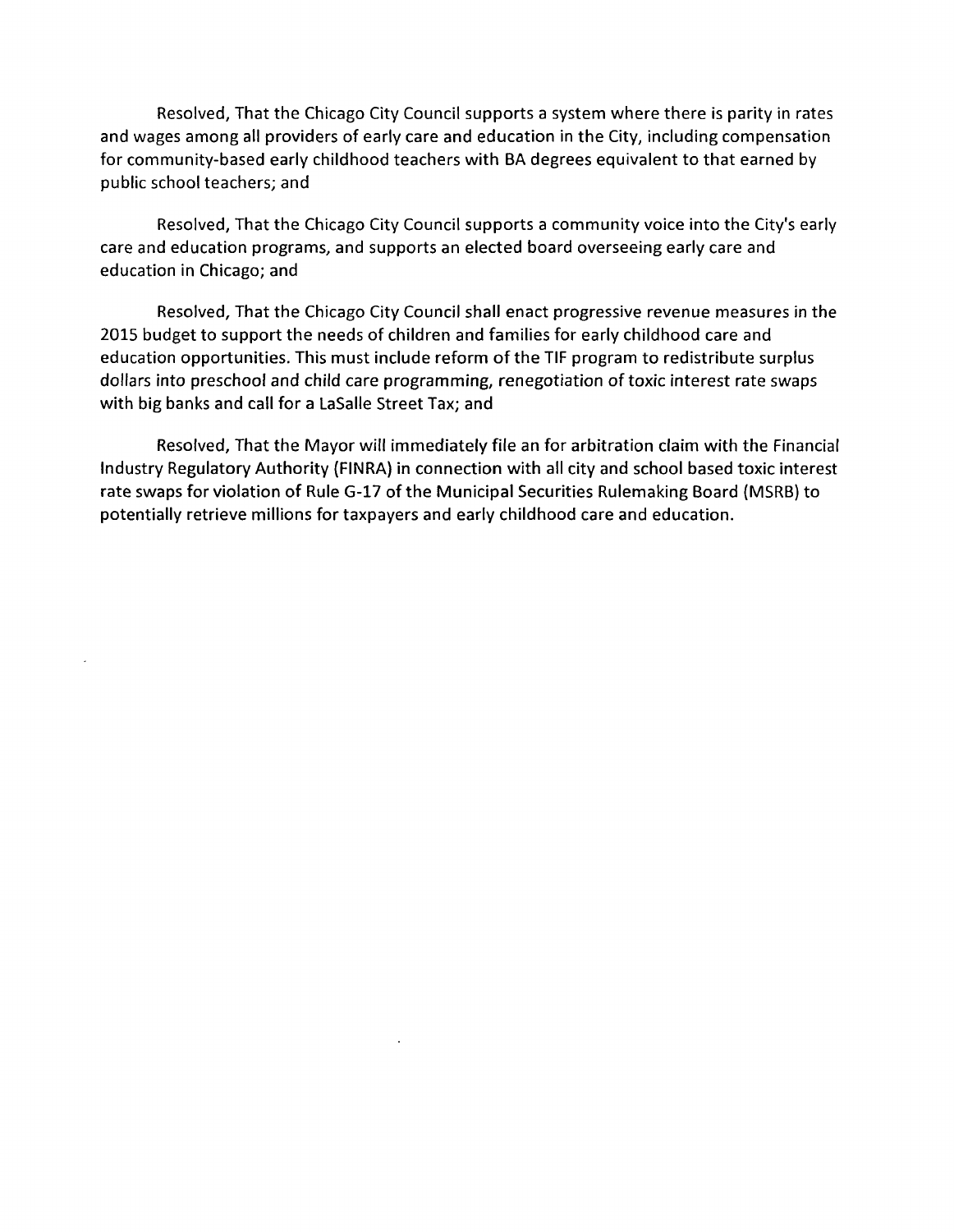Resolved, That the Chicago City Council supports a system where there is parity in rates and wages among all providers of early care and education in the City, including compensation for community-based early childhood teachers with BA degrees equivalent to that earned by public school teachers; and

Resolved, That the Chicago City Council supports a community voice into the City's early care and education programs, and supports an elected board overseeing early care and education in Chicago; and

Resolved, That the Chicago City Council shall enact progressive revenue measures in the 2015 budget to support the needs of children and families for early childhood care and education opportunities. This must include reform of the TIF program to redistribute surplus dollars into preschool and child care programming, renegotiation of toxic interest rate swaps with big banks and call for a LaSalle Street Tax; and

Resolved, That the Mayor will immediately file an for arbitration claim with the Financial Industry Regulatory Authority (FINRA) in connection with all city and school based toxic interest rate swaps for violation of Rule G-17 of the Municipal Securities Rulemaking Board (MSRB) to potentially retrieve millions for taxpayers and early childhood care and education.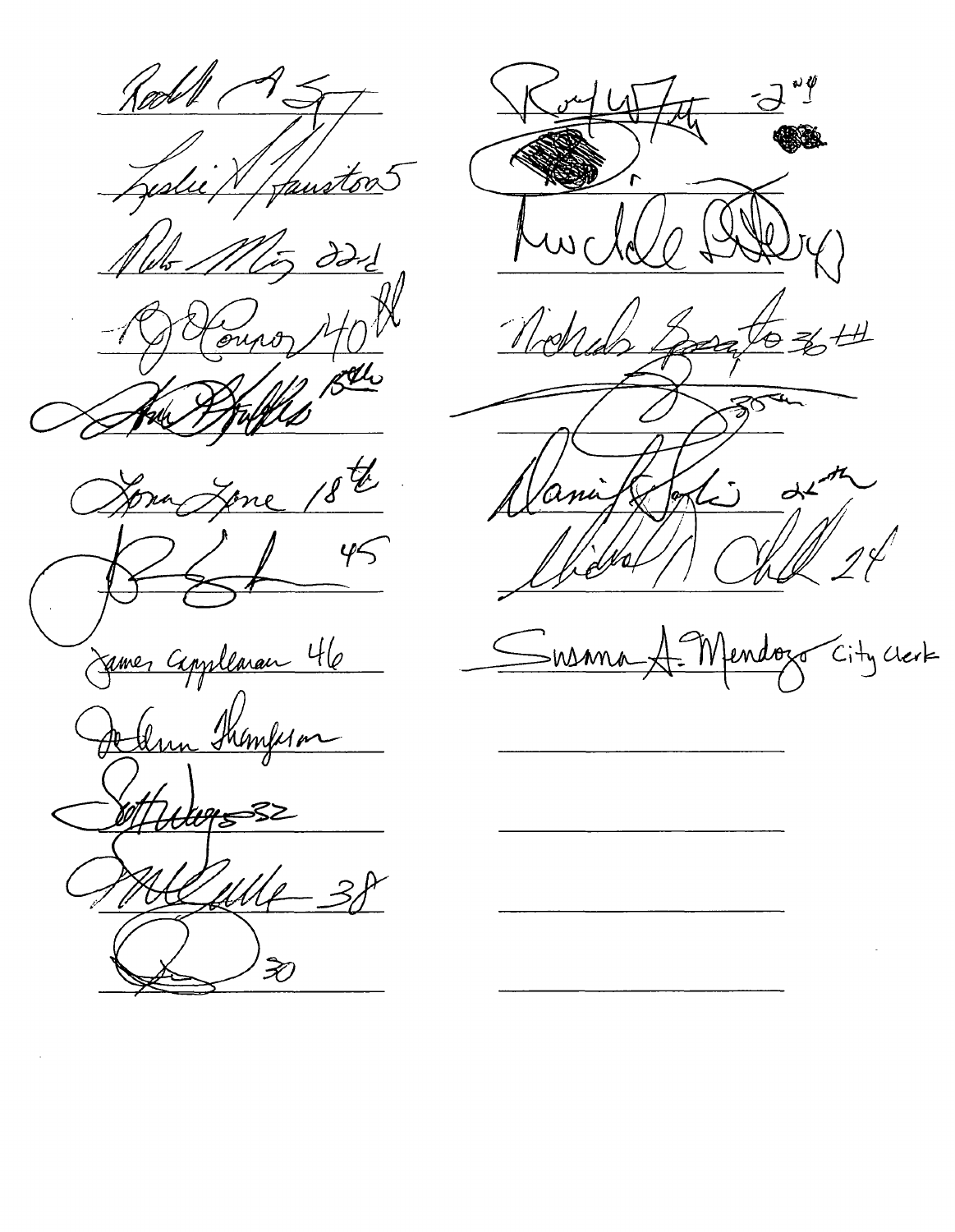Leslie A. Hairston 5

22nd

40th

18th

Lona Lane 18th

45

James Cappleman 46

JoAnn Thompson

32

38

30

2nd

Nicholas Sposato 36th

35th

26th

24

Susana A. Mendoza City Clerk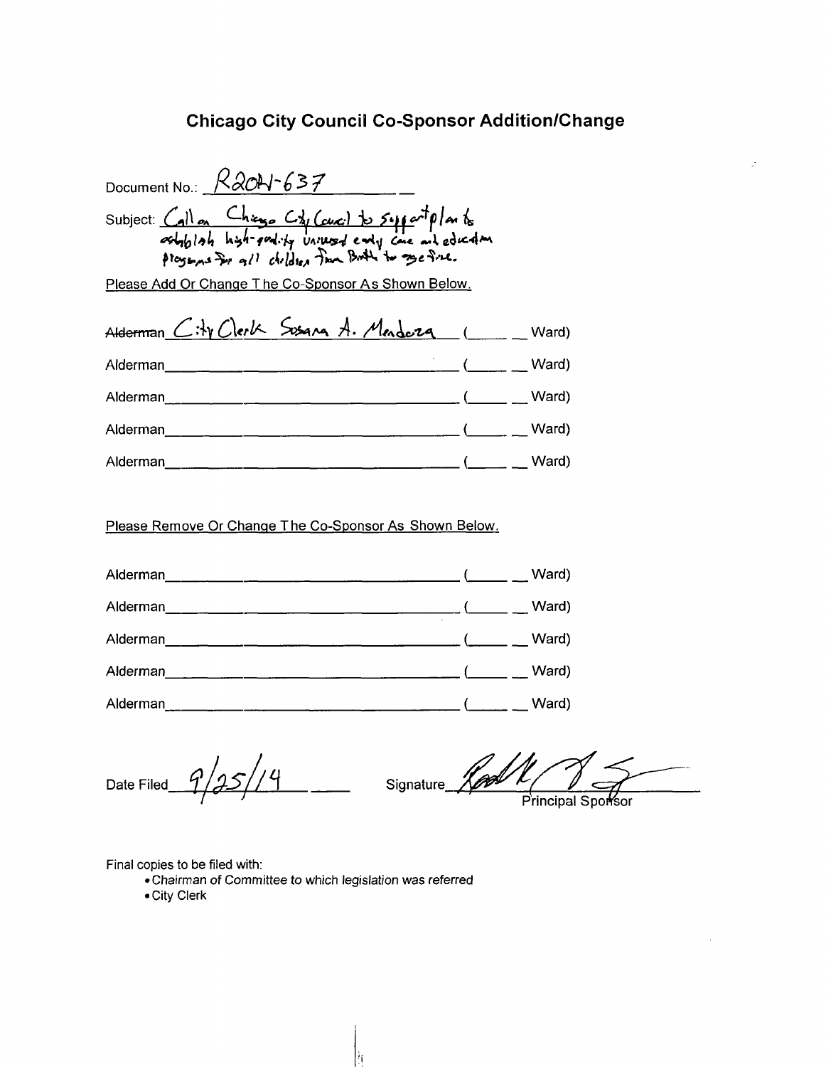# Chicago City Council Co-Sponsor Addition/Change

Document No.: R2014-637

Subject: Call on Chicago City Council to support plan to establish high-quality universal early care and education programs for all children from Birth to age five.

Please Add Or Change The Co-Sponsor As Shown Below.

~~Alderman~~ City Clerk Susana A. Mendoza (\_\_\_\_\_ Ward)

Alderman\_\_\_\_\_\_\_\_\_\_\_\_\_\_\_\_\_\_\_\_ (\_\_\_\_\_ Ward)

Alderman\_\_\_\_\_\_\_\_\_\_\_\_\_\_\_\_\_\_\_\_ (\_\_\_\_\_ Ward)

Alderman\_\_\_\_\_\_\_\_\_\_\_\_\_\_\_\_\_\_\_\_ (\_\_\_\_\_ Ward)

Alderman\_\_\_\_\_\_\_\_\_\_\_\_\_\_\_\_\_\_\_\_ (\_\_\_\_\_ Ward)

Please Remove Or Change The Co-Sponsor As Shown Below.

Alderman\_\_\_\_\_\_\_\_\_\_\_\_\_\_\_\_\_\_\_\_ (\_\_\_\_\_ Ward)

Alderman\_\_\_\_\_\_\_\_\_\_\_\_\_\_\_\_\_\_\_\_ (\_\_\_\_\_ Ward)

Alderman\_\_\_\_\_\_\_\_\_\_\_\_\_\_\_\_\_\_\_\_ (\_\_\_\_\_ Ward)

Alderman\_\_\_\_\_\_\_\_\_\_\_\_\_\_\_\_\_\_\_\_ (\_\_\_\_\_ Ward)

Alderman\_\_\_\_\_\_\_\_\_\_\_\_\_\_\_\_\_\_\_\_ (\_\_\_\_\_ Ward)

Date Filed 9/25/14

Signature \_\_\_\_\_\_\_\_\_\_\_\_\_\_\_\_\_\_\_\_
Principal Sponsor

Final copies to be filed with:

- Chairman of Committee to which legislation was referred
- City Clerk